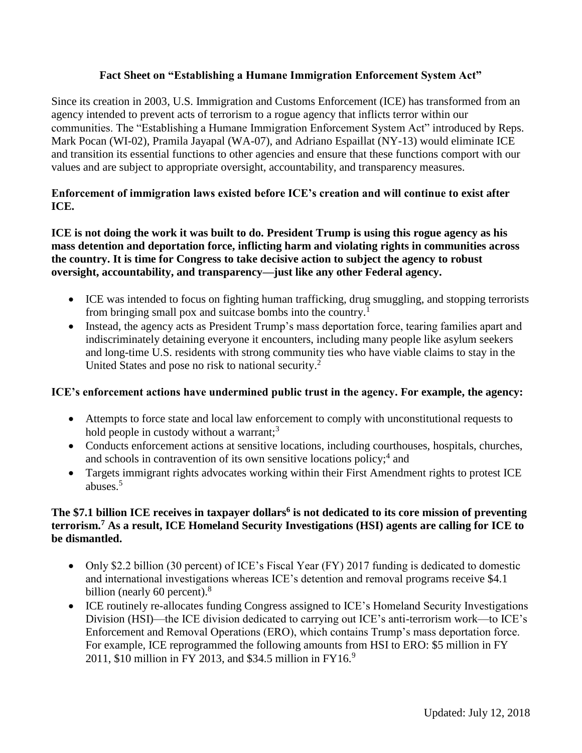# Fact Sheet on "Establishing a Humane Immigration Enforcement System Act"

Since its creation in 2003, U.S. Immigration and Customs Enforcement (ICE) has transformed from an agency intended to prevent acts of terrorism to a rogue agency that inflicts terror within our communities. The "Establishing a Humane Immigration Enforcement System Act" introduced by Reps. Mark Pocan (WI-02), Pramila Jayapal (WA-07), and Adriano Espaillat (NY-13) would eliminate ICE and transition its essential functions to other agencies and ensure that these functions comport with our values and are subject to appropriate oversight, accountability, and transparency measures.

**Enforcement of immigration laws existed before ICE's creation and will continue to exist after ICE.**

**ICE is not doing the work it was built to do. President Trump is using this rogue agency as his mass detention and deportation force, inflicting harm and violating rights in communities across the country. It is time for Congress to take decisive action to subject the agency to robust oversight, accountability, and transparency—just like any other Federal agency.**

- ICE was intended to focus on fighting human trafficking, drug smuggling, and stopping terrorists from bringing small pox and suitcase bombs into the country.[1]
- Instead, the agency acts as President Trump's mass deportation force, tearing families apart and indiscriminately detaining everyone it encounters, including many people like asylum seekers and long-time U.S. residents with strong community ties who have viable claims to stay in the United States and pose no risk to national security.[2]

**ICE's enforcement actions have undermined public trust in the agency. For example, the agency:**

- Attempts to force state and local law enforcement to comply with unconstitutional requests to hold people in custody without a warrant;[3]
- Conducts enforcement actions at sensitive locations, including courthouses, hospitals, churches, and schools in contravention of its own sensitive locations policy;[4] and
- Targets immigrant rights advocates working within their First Amendment rights to protest ICE abuses.[5]

**The $7.1 billion ICE receives in taxpayer dollars[6] is not dedicated to its core mission of preventing terrorism.[7] As a result, ICE Homeland Security Investigations (HSI) agents are calling for ICE to be dismantled.**

- Only $2.2 billion (30 percent) of ICE's Fiscal Year (FY) 2017 funding is dedicated to domestic and international investigations whereas ICE's detention and removal programs receive $4.1 billion (nearly 60 percent).[8]
- ICE routinely re-allocates funding Congress assigned to ICE's Homeland Security Investigations Division (HSI)—the ICE division dedicated to carrying out ICE's anti-terrorism work—to ICE's Enforcement and Removal Operations (ERO), which contains Trump's mass deportation force. For example, ICE reprogrammed the following amounts from HSI to ERO: $5 million in FY 2011, $10 million in FY 2013, and $34.5 million in FY16.[9]

Updated: July 12, 2018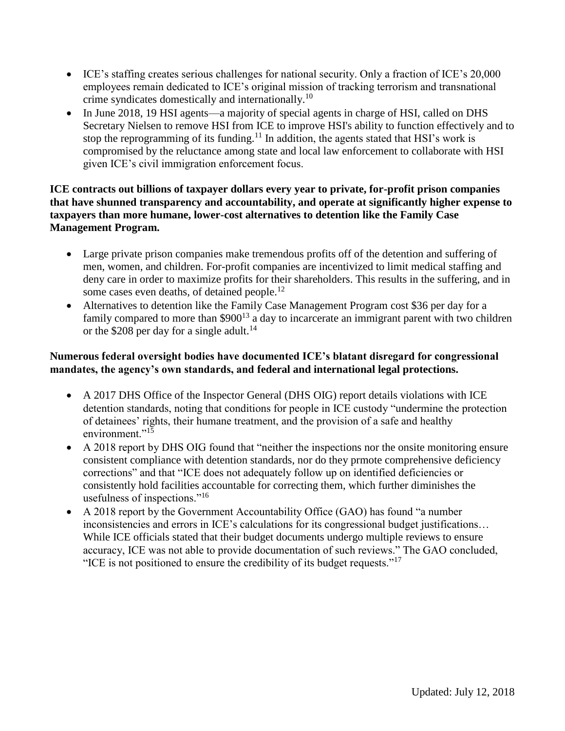- ICE's staffing creates serious challenges for national security. Only a fraction of ICE's 20,000 employees remain dedicated to ICE's original mission of tracking terrorism and transnational crime syndicates domestically and internationally.[10]
- In June 2018, 19 HSI agents—a majority of special agents in charge of HSI, called on DHS Secretary Nielsen to remove HSI from ICE to improve HSI's ability to function effectively and to stop the reprogramming of its funding.[11] In addition, the agents stated that HSI's work is compromised by the reluctance among state and local law enforcement to collaborate with HSI given ICE's civil immigration enforcement focus.

**ICE contracts out billions of taxpayer dollars every year to private, for-profit prison companies that have shunned transparency and accountability, and operate at significantly higher expense to taxpayers than more humane, lower-cost alternatives to detention like the Family Case Management Program.**

- Large private prison companies make tremendous profits off of the detention and suffering of men, women, and children. For-profit companies are incentivized to limit medical staffing and deny care in order to maximize profits for their shareholders. This results in the suffering, and in some cases even deaths, of detained people.[12]
- Alternatives to detention like the Family Case Management Program cost $36 per day for a family compared to more than $900[13] a day to incarcerate an immigrant parent with two children or the $208 per day for a single adult.[14]

**Numerous federal oversight bodies have documented ICE's blatant disregard for congressional mandates, the agency's own standards, and federal and international legal protections.**

- A 2017 DHS Office of the Inspector General (DHS OIG) report details violations with ICE detention standards, noting that conditions for people in ICE custody "undermine the protection of detainees' rights, their humane treatment, and the provision of a safe and healthy environment."[15]
- A 2018 report by DHS OIG found that "neither the inspections nor the onsite monitoring ensure consistent compliance with detention standards, nor do they prmote comprehensive deficiency corrections" and that "ICE does not adequately follow up on identified deficiencies or consistently hold facilities accountable for correcting them, which further diminishes the usefulness of inspections."[16]
- A 2018 report by the Government Accountability Office (GAO) has found "a number inconsistencies and errors in ICE's calculations for its congressional budget justifications… While ICE officials stated that their budget documents undergo multiple reviews to ensure accuracy, ICE was not able to provide documentation of such reviews." The GAO concluded, "ICE is not positioned to ensure the credibility of its budget requests."[17]

Updated: July 12, 2018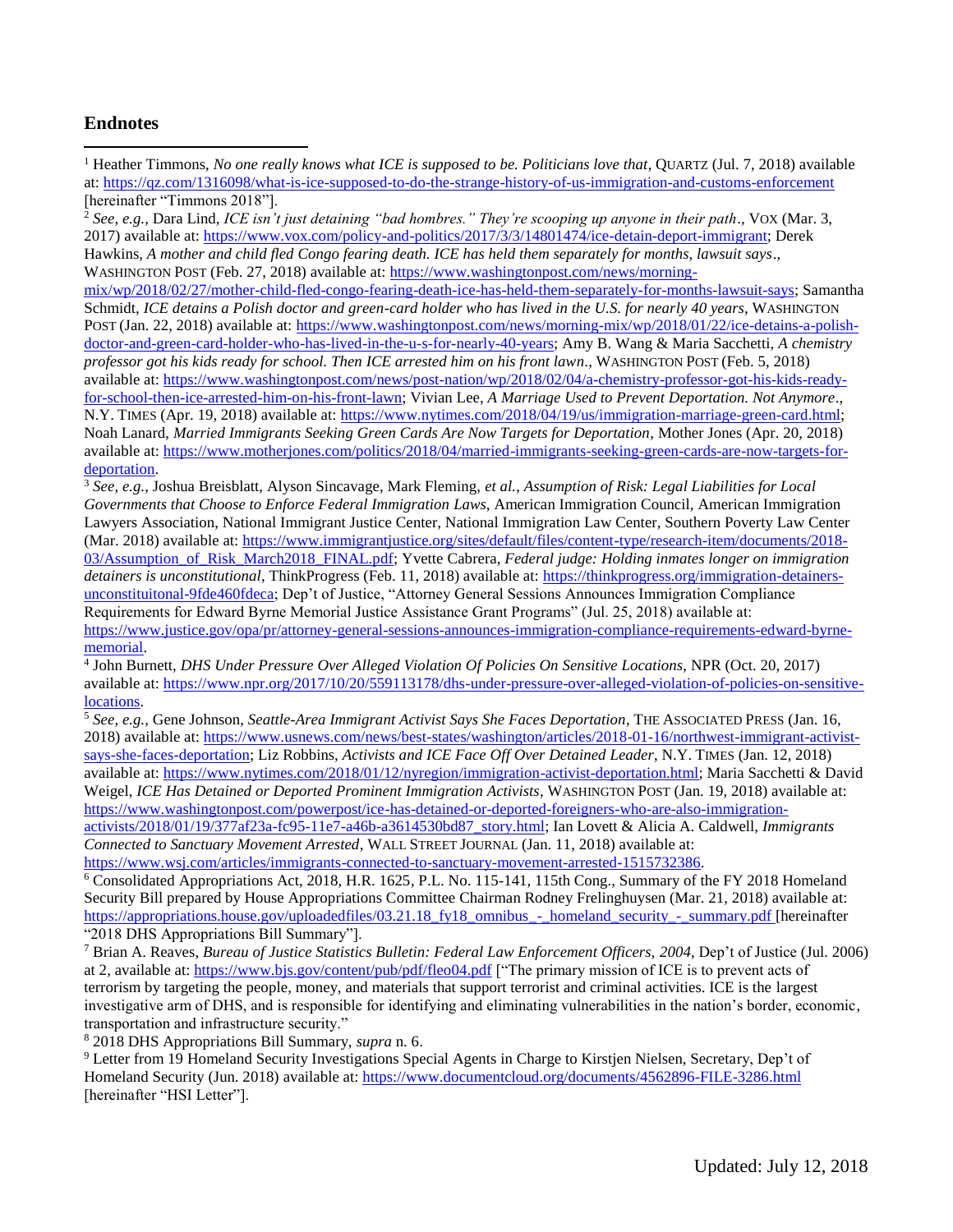## Endnotes

[1] Heather Timmons, *No one really knows what ICE is supposed to be. Politicians love that*, QUARTZ (Jul. 7, 2018) available at: https://qz.com/1316098/what-is-ice-supposed-to-do-the-strange-history-of-us-immigration-and-customs-enforcement [hereinafter "Timmons 2018"].

[2] *See, e.g.,* Dara Lind, *ICE isn't just detaining "bad hombres." They're scooping up anyone in their path*., VOX (Mar. 3, 2017) available at: https://www.vox.com/policy-and-politics/2017/3/3/14801474/ice-detain-deport-immigrant; Derek Hawkins, *A mother and child fled Congo fearing death. ICE has held them separately for months, lawsuit says*., WASHINGTON POST (Feb. 27, 2018) available at: https://www.washingtonpost.com/news/morning-mix/wp/2018/02/27/mother-child-fled-congo-fearing-death-ice-has-held-them-separately-for-months-lawsuit-says; Samantha Schmidt, *ICE detains a Polish doctor and green-card holder who has lived in the U.S. for nearly 40 years*, WASHINGTON POST (Jan. 22, 2018) available at: https://www.washingtonpost.com/news/morning-mix/wp/2018/01/22/ice-detains-a-polish-doctor-and-green-card-holder-who-has-lived-in-the-u-s-for-nearly-40-years; Amy B. Wang & Maria Sacchetti, *A chemistry professor got his kids ready for school. Then ICE arrested him on his front lawn*., WASHINGTON POST (Feb. 5, 2018) available at: https://www.washingtonpost.com/news/post-nation/wp/2018/02/04/a-chemistry-professor-got-his-kids-ready-for-school-then-ice-arrested-him-on-his-front-lawn; Vivian Lee, *A Marriage Used to Prevent Deportation. Not Anymore*., N.Y. TIMES (Apr. 19, 2018) available at: https://www.nytimes.com/2018/04/19/us/immigration-marriage-green-card.html; Noah Lanard, *Married Immigrants Seeking Green Cards Are Now Targets for Deportation*, Mother Jones (Apr. 20, 2018) available at: https://www.motherjones.com/politics/2018/04/married-immigrants-seeking-green-cards-are-now-targets-for-deportation.

[3] *See, e.g.*, Joshua Breisblatt, Alyson Sincavage, Mark Fleming, *et al.*, *Assumption of Risk: Legal Liabilities for Local Governments that Choose to Enforce Federal Immigration Laws*, American Immigration Council, American Immigration Lawyers Association, National Immigrant Justice Center, National Immigration Law Center, Southern Poverty Law Center (Mar. 2018) available at: https://www.immigrantjustice.org/sites/default/files/content-type/research-item/documents/2018-03/Assumption_of_Risk_March2018_FINAL.pdf; Yvette Cabrera, *Federal judge: Holding inmates longer on immigration detainers is unconstitutional*, ThinkProgress (Feb. 11, 2018) available at: https://thinkprogress.org/immigration-detainers-unconstituitonal-9fde460fdeca; Dep't of Justice, "Attorney General Sessions Announces Immigration Compliance Requirements for Edward Byrne Memorial Justice Assistance Grant Programs" (Jul. 25, 2018) available at: https://www.justice.gov/opa/pr/attorney-general-sessions-announces-immigration-compliance-requirements-edward-byrne-memorial.

[4] John Burnett, *DHS Under Pressure Over Alleged Violation Of Policies On Sensitive Locations*, NPR (Oct. 20, 2017) available at: https://www.npr.org/2017/10/20/559113178/dhs-under-pressure-over-alleged-violation-of-policies-on-sensitive-locations.

[5] *See, e.g.*, Gene Johnson, *Seattle-Area Immigrant Activist Says She Faces Deportation*, THE ASSOCIATED PRESS (Jan. 16, 2018) available at: https://www.usnews.com/news/best-states/washington/articles/2018-01-16/northwest-immigrant-activist-says-she-faces-deportation; Liz Robbins, *Activists and ICE Face Off Over Detained Leader*, N.Y. TIMES (Jan. 12, 2018) available at: https://www.nytimes.com/2018/01/12/nyregion/immigration-activist-deportation.html; Maria Sacchetti & David Weigel, *ICE Has Detained or Deported Prominent Immigration Activists*, WASHINGTON POST (Jan. 19, 2018) available at: https://www.washingtonpost.com/powerpost/ice-has-detained-or-deported-foreigners-who-are-also-immigration-activists/2018/01/19/377af23a-fc95-11e7-a46b-a3614530bd87_story.html; Ian Lovett & Alicia A. Caldwell, *Immigrants Connected to Sanctuary Movement Arrested*, WALL STREET JOURNAL (Jan. 11, 2018) available at: https://www.wsj.com/articles/immigrants-connected-to-sanctuary-movement-arrested-1515732386.

[6] Consolidated Appropriations Act, 2018, H.R. 1625, P.L. No. 115-141, 115th Cong., Summary of the FY 2018 Homeland Security Bill prepared by House Appropriations Committee Chairman Rodney Frelinghuysen (Mar. 21, 2018) available at: https://appropriations.house.gov/uploadedfiles/03.21.18_fy18_omnibus_-_homeland_security_-_summary.pdf [hereinafter "2018 DHS Appropriations Bill Summary"].

[7] Brian A. Reaves, *Bureau of Justice Statistics Bulletin: Federal Law Enforcement Officers, 2004*, Dep't of Justice (Jul. 2006) at 2, available at: https://www.bjs.gov/content/pub/pdf/fleo04.pdf ["The primary mission of ICE is to prevent acts of terrorism by targeting the people, money, and materials that support terrorist and criminal activities. ICE is the largest investigative arm of DHS, and is responsible for identifying and eliminating vulnerabilities in the nation's border, economic, transportation and infrastructure security."

[8] 2018 DHS Appropriations Bill Summary, *supra* n. 6.

[9] Letter from 19 Homeland Security Investigations Special Agents in Charge to Kirstjen Nielsen, Secretary, Dep't of Homeland Security (Jun. 2018) available at: https://www.documentcloud.org/documents/4562896-FILE-3286.html [hereinafter "HSI Letter"].

Updated: July 12, 2018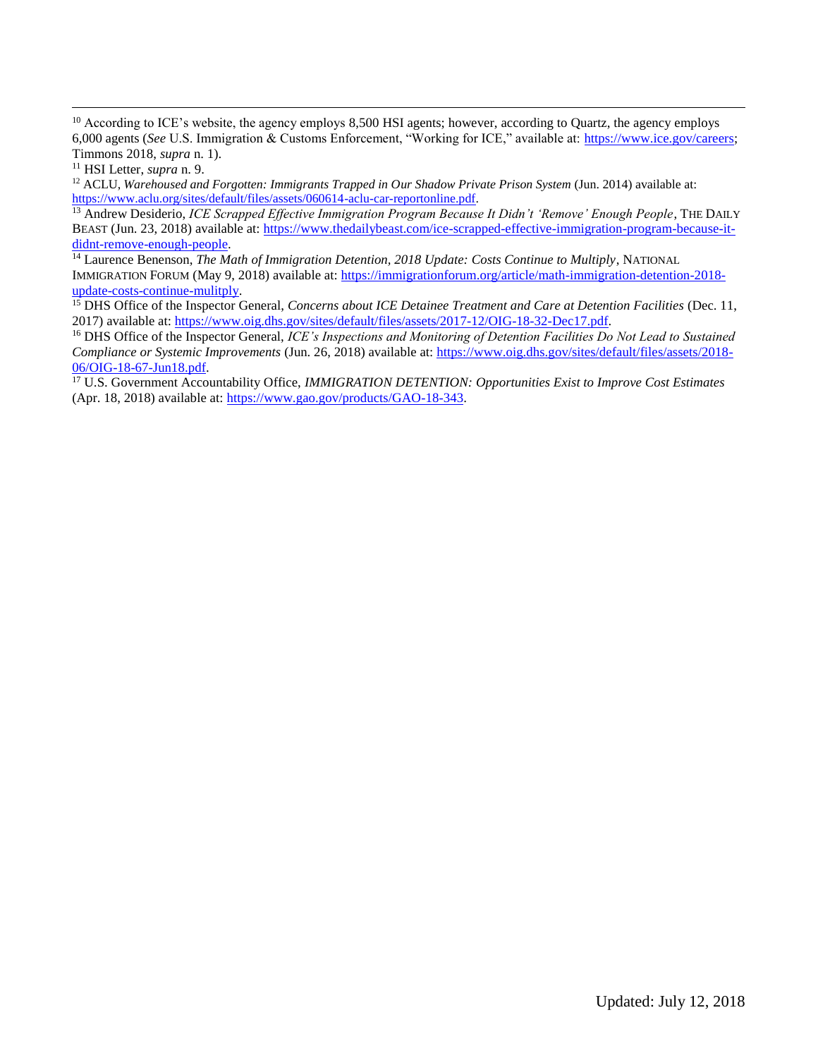[10] According to ICE's website, the agency employs 8,500 HSI agents; however, according to Quartz, the agency employs 6,000 agents (*See* U.S. Immigration & Customs Enforcement, "Working for ICE," available at: https://www.ice.gov/careers; Timmons 2018, *supra* n. 1).

[11] HSI Letter, *supra* n. 9.

[12] ACLU, *Warehoused and Forgotten: Immigrants Trapped in Our Shadow Private Prison System* (Jun. 2014) available at: https://www.aclu.org/sites/default/files/assets/060614-aclu-car-reportonline.pdf.

[13] Andrew Desiderio, *ICE Scrapped Effective Immigration Program Because It Didn't 'Remove' Enough People*, THE DAILY BEAST (Jun. 23, 2018) available at: https://www.thedailybeast.com/ice-scrapped-effective-immigration-program-because-it-didnt-remove-enough-people.

[14] Laurence Benenson, *The Math of Immigration Detention, 2018 Update: Costs Continue to Multiply*, NATIONAL IMMIGRATION FORUM (May 9, 2018) available at: https://immigrationforum.org/article/math-immigration-detention-2018-update-costs-continue-mulitply.

[15] DHS Office of the Inspector General, *Concerns about ICE Detainee Treatment and Care at Detention Facilities* (Dec. 11, 2017) available at: https://www.oig.dhs.gov/sites/default/files/assets/2017-12/OIG-18-32-Dec17.pdf.

[16] DHS Office of the Inspector General, *ICE's Inspections and Monitoring of Detention Facilities Do Not Lead to Sustained Compliance or Systemic Improvements* (Jun. 26, 2018) available at: https://www.oig.dhs.gov/sites/default/files/assets/2018-06/OIG-18-67-Jun18.pdf.

[17] U.S. Government Accountability Office, *IMMIGRATION DETENTION: Opportunities Exist to Improve Cost Estimates* (Apr. 18, 2018) available at: https://www.gao.gov/products/GAO-18-343.

Updated: July 12, 2018